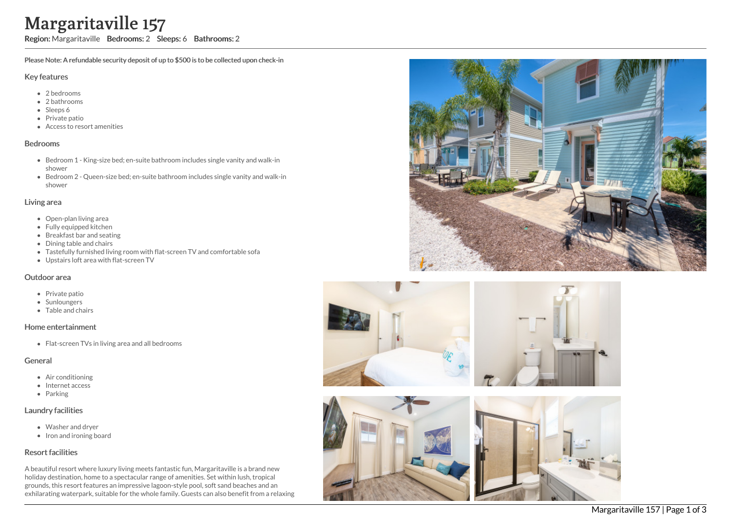# Margaritaville 157

**Region:** Margaritaville **Bedrooms:** 2 **Sleeps:** 6 **Bathrooms:** 2

**Please Note: A refundable security deposit of up to $500 is to be collected upon check-in**

## Key features

- 2 bedrooms
- 2 bathrooms
- Sleeps 6
- Private patio
- Access to resort amenities

## Bedrooms

- Bedroom 1 - King-size bed; en-suite bathroom includes single vanity and walk-in shower
- Bedroom 2 - Queen-size bed; en-suite bathroom includes single vanity and walk-in shower

## Living area

- Open-plan living area
- Fully equipped kitchen
- Breakfast bar and seating
- Dining table and chairs
- Tastefully furnished living room with flat-screen TV and comfortable sofa
- Upstairs loft area with flat-screen TV

## Outdoor area

- Private patio
- Sunloungers
- Table and chairs

## Home entertainment

- Flat-screen TVs in living area and all bedrooms

## General

- Air conditioning
- Internet access
- Parking

## Laundry facilities

- Washer and dryer
- Iron and ironing board

## Resort facilities

A beautiful resort where luxury living meets fantastic fun, Margaritaville is a brand new holiday destination, home to a spectacular range of amenities. Set within lush, tropical grounds, this resort features an impressive lagoon-style pool, soft sand beaches and an exhilarating waterpark, suitable for the whole family. Guests can also benefit from a relaxing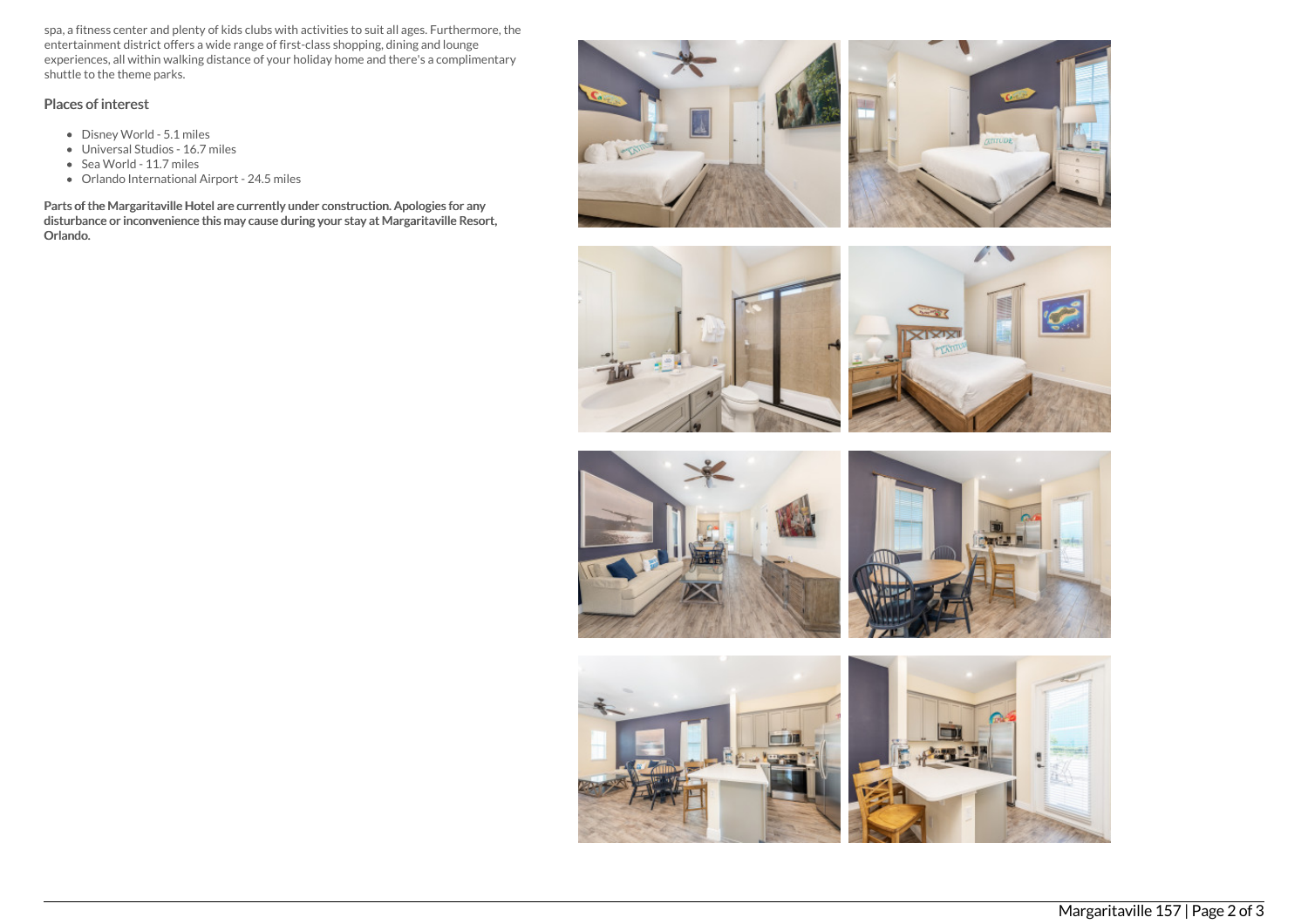spa, a fitness center and plenty of kids clubs with activities to suit all ages. Furthermore, the entertainment district offers a wide range of first-class shopping, dining and lounge experiences, all within walking distance of your holiday home and there's a complimentary shuttle to the theme parks.

### Places of interest

- Disney World - 5.1 miles
- Universal Studios - 16.7 miles
- Sea World - 11.7 miles
- Orlando International Airport - 24.5 miles

**Parts of the Margaritaville Hotel are currently under construction. Apologies for any disturbance or inconvenience this may cause during your stay at Margaritaville Resort, Orlando.**